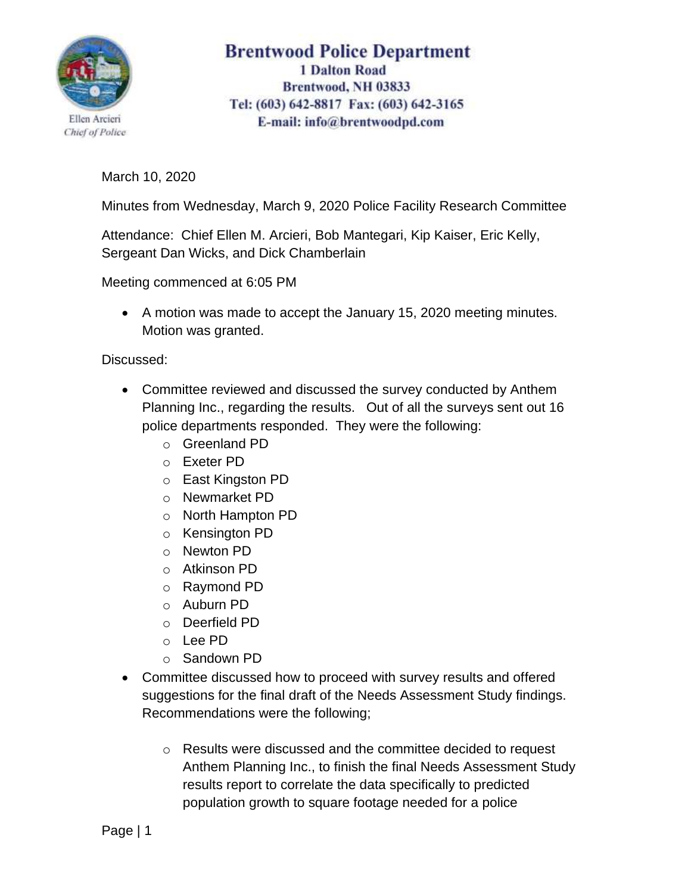Ellen Arcieri
*Chief of Police*

# Brentwood Police Department

**1 Dalton Road**
**Brentwood, NH 03833**
**Tel: (603) 642-8817 Fax: (603) 642-3165**
**E-mail: info@brentwoodpd.com**

March 10, 2020

Minutes from Wednesday, March 9, 2020 Police Facility Research Committee

Attendance: Chief Ellen M. Arcieri, Bob Mantegari, Kip Kaiser, Eric Kelly, Sergeant Dan Wicks, and Dick Chamberlain

Meeting commenced at 6:05 PM

- A motion was made to accept the January 15, 2020 meeting minutes. Motion was granted.

Discussed:

- Committee reviewed and discussed the survey conducted by Anthem Planning Inc., regarding the results. Out of all the surveys sent out 16 police departments responded. They were the following:
  - Greenland PD
  - Exeter PD
  - East Kingston PD
  - Newmarket PD
  - North Hampton PD
  - Kensington PD
  - Newton PD
  - Atkinson PD
  - Raymond PD
  - Auburn PD
  - Deerfield PD
  - Lee PD
  - Sandown PD
- Committee discussed how to proceed with survey results and offered suggestions for the final draft of the Needs Assessment Study findings. Recommendations were the following;
  - Results were discussed and the committee decided to request Anthem Planning Inc., to finish the final Needs Assessment Study results report to correlate the data specifically to predicted population growth to square footage needed for a police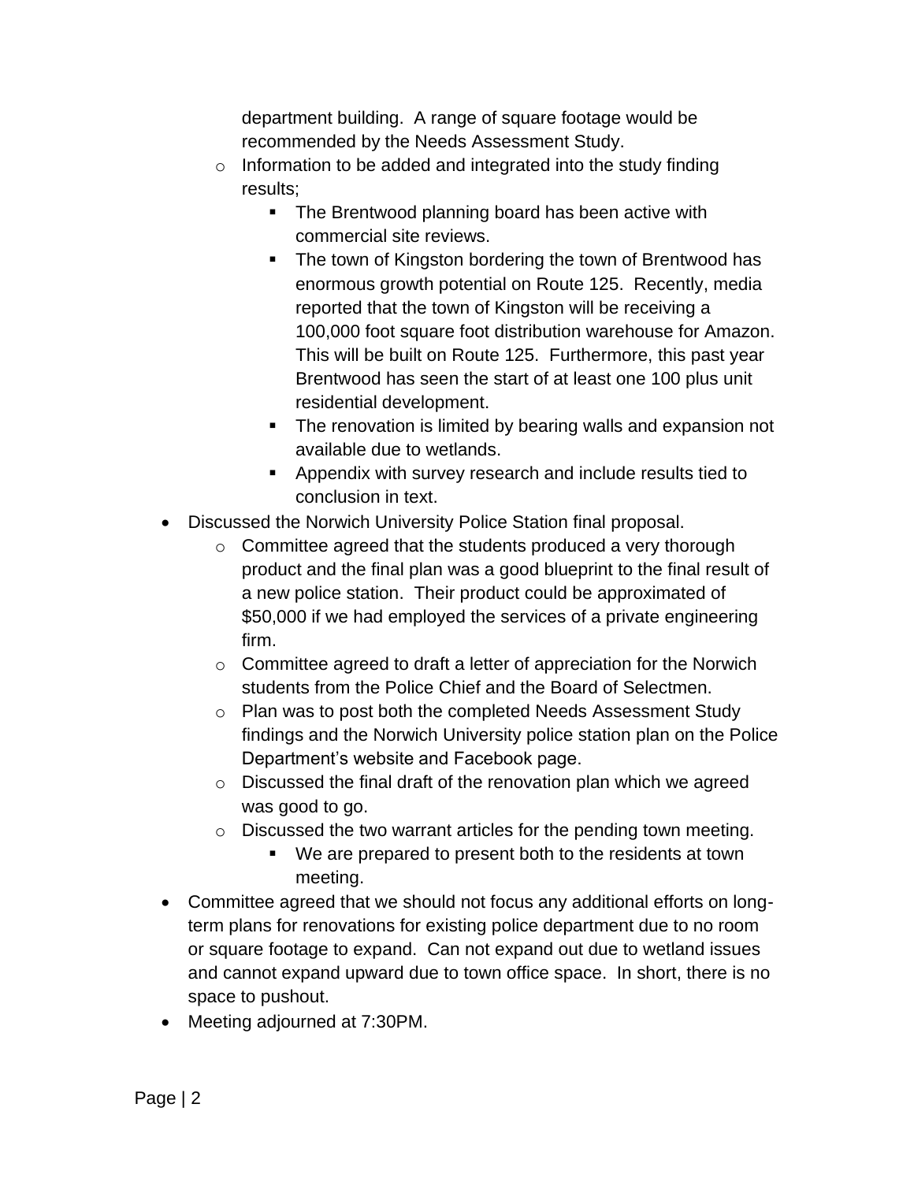department building. A range of square footage would be recommended by the Needs Assessment Study.
  - Information to be added and integrated into the study finding results;
    - The Brentwood planning board has been active with commercial site reviews.
    - The town of Kingston bordering the town of Brentwood has enormous growth potential on Route 125. Recently, media reported that the town of Kingston will be receiving a 100,000 foot square foot distribution warehouse for Amazon. This will be built on Route 125. Furthermore, this past year Brentwood has seen the start of at least one 100 plus unit residential development.
    - The renovation is limited by bearing walls and expansion not available due to wetlands.
    - Appendix with survey research and include results tied to conclusion in text.
- Discussed the Norwich University Police Station final proposal.
  - Committee agreed that the students produced a very thorough product and the final plan was a good blueprint to the final result of a new police station. Their product could be approximated of $50,000 if we had employed the services of a private engineering firm.
  - Committee agreed to draft a letter of appreciation for the Norwich students from the Police Chief and the Board of Selectmen.
  - Plan was to post both the completed Needs Assessment Study findings and the Norwich University police station plan on the Police Department's website and Facebook page.
  - Discussed the final draft of the renovation plan which we agreed was good to go.
  - Discussed the two warrant articles for the pending town meeting.
    - We are prepared to present both to the residents at town meeting.
- Committee agreed that we should not focus any additional efforts on long-term plans for renovations for existing police department due to no room or square footage to expand. Can not expand out due to wetland issues and cannot expand upward due to town office space. In short, there is no space to pushout.
- Meeting adjourned at 7:30PM.